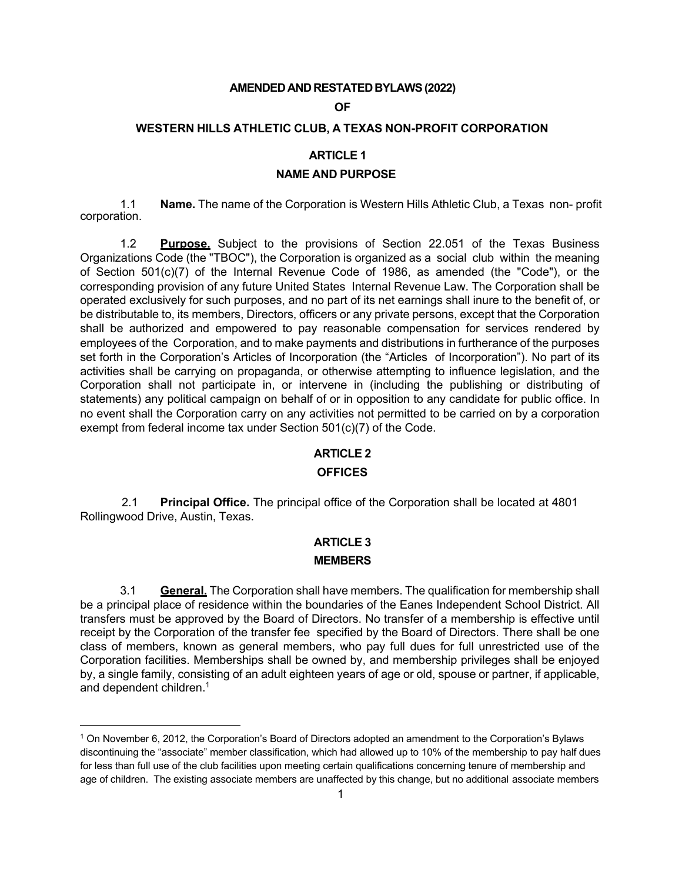# AMENDED AND RESTATED BYLAWS (2022)

## OF

## WESTERN HILLS ATHLETIC CLUB, A TEXAS NON-PROFIT CORPORATION

## ARTICLE 1

## NAME AND PURPOSE

1.1 **Name.** The name of the Corporation is Western Hills Athletic Club, a Texas non- profit corporation.

1.2 **<u>Purpose.</u>** Subject to the provisions of Section 22.051 of the Texas Business Organizations Code (the "TBOC"), the Corporation is organized as a social club within the meaning of Section 501(c)(7) of the Internal Revenue Code of 1986, as amended (the "Code"), or the corresponding provision of any future United States Internal Revenue Law. The Corporation shall be operated exclusively for such purposes, and no part of its net earnings shall inure to the benefit of, or be distributable to, its members, Directors, officers or any private persons, except that the Corporation shall be authorized and empowered to pay reasonable compensation for services rendered by employees of the Corporation, and to make payments and distributions in furtherance of the purposes set forth in the Corporation's Articles of Incorporation (the "Articles of Incorporation"). No part of its activities shall be carrying on propaganda, or otherwise attempting to influence legislation, and the Corporation shall not participate in, or intervene in (including the publishing or distributing of statements) any political campaign on behalf of or in opposition to any candidate for public office. In no event shall the Corporation carry on any activities not permitted to be carried on by a corporation exempt from federal income tax under Section 501(c)(7) of the Code.

## ARTICLE 2

## OFFICES

2.1 **Principal Office.** The principal office of the Corporation shall be located at 4801 Rollingwood Drive, Austin, Texas.

## ARTICLE 3

## MEMBERS

3.1 **<u>General.</u>** The Corporation shall have members. The qualification for membership shall be a principal place of residence within the boundaries of the Eanes Independent School District. All transfers must be approved by the Board of Directors. No transfer of a membership is effective until receipt by the Corporation of the transfer fee specified by the Board of Directors. There shall be one class of members, known as general members, who pay full dues for full unrestricted use of the Corporation facilities. Memberships shall be owned by, and membership privileges shall be enjoyed by, a single family, consisting of an adult eighteen years of age or old, spouse or partner, if applicable, and dependent children.[1]

---

[1] On November 6, 2012, the Corporation's Board of Directors adopted an amendment to the Corporation's Bylaws discontinuing the "associate" member classification, which had allowed up to 10% of the membership to pay half dues for less than full use of the club facilities upon meeting certain qualifications concerning tenure of membership and age of children. The existing associate members are unaffected by this change, but no additional associate members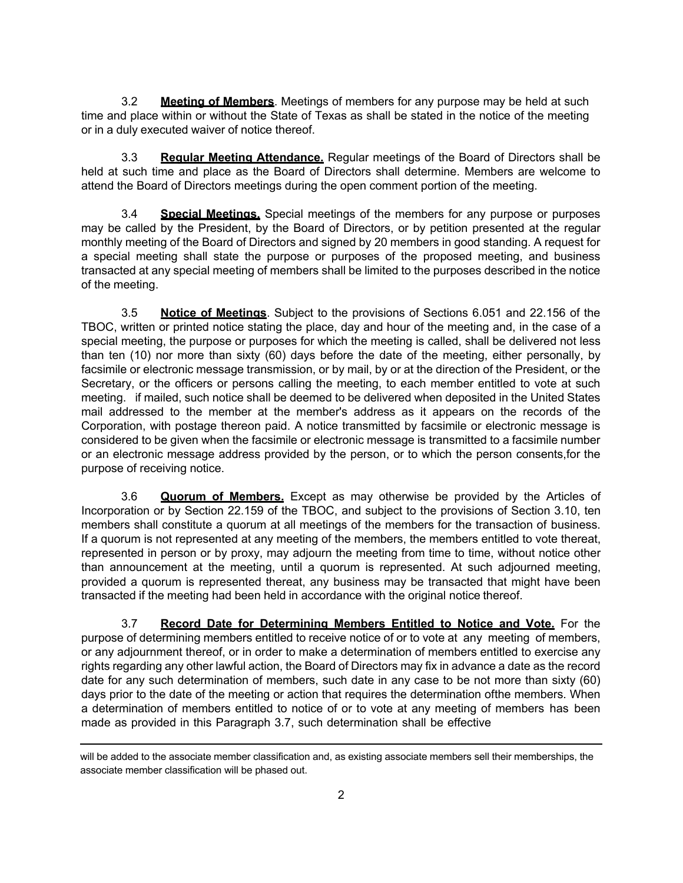3.2 **Meeting of Members**. Meetings of members for any purpose may be held at such time and place within or without the State of Texas as shall be stated in the notice of the meeting or in a duly executed waiver of notice thereof.

3.3 **Regular Meeting Attendance.** Regular meetings of the Board of Directors shall be held at such time and place as the Board of Directors shall determine. Members are welcome to attend the Board of Directors meetings during the open comment portion of the meeting.

3.4 **Special Meetings.** Special meetings of the members for any purpose or purposes may be called by the President, by the Board of Directors, or by petition presented at the regular monthly meeting of the Board of Directors and signed by 20 members in good standing. A request for a special meeting shall state the purpose or purposes of the proposed meeting, and business transacted at any special meeting of members shall be limited to the purposes described in the notice of the meeting.

3.5 **Notice of Meetings**. Subject to the provisions of Sections 6.051 and 22.156 of the TBOC, written or printed notice stating the place, day and hour of the meeting and, in the case of a special meeting, the purpose or purposes for which the meeting is called, shall be delivered not less than ten (10) nor more than sixty (60) days before the date of the meeting, either personally, by facsimile or electronic message transmission, or by mail, by or at the direction of the President, or the Secretary, or the officers or persons calling the meeting, to each member entitled to vote at such meeting. if mailed, such notice shall be deemed to be delivered when deposited in the United States mail addressed to the member at the member's address as it appears on the records of the Corporation, with postage thereon paid. A notice transmitted by facsimile or electronic message is considered to be given when the facsimile or electronic message is transmitted to a facsimile number or an electronic message address provided by the person, or to which the person consents,for the purpose of receiving notice.

3.6 **Quorum of Members.** Except as may otherwise be provided by the Articles of Incorporation or by Section 22.159 of the TBOC, and subject to the provisions of Section 3.10, ten members shall constitute a quorum at all meetings of the members for the transaction of business. If a quorum is not represented at any meeting of the members, the members entitled to vote thereat, represented in person or by proxy, may adjourn the meeting from time to time, without notice other than announcement at the meeting, until a quorum is represented. At such adjourned meeting, provided a quorum is represented thereat, any business may be transacted that might have been transacted if the meeting had been held in accordance with the original notice thereof.

3.7 **Record Date for Determining Members Entitled to Notice and Vote.** For the purpose of determining members entitled to receive notice of or to vote at any meeting of members, or any adjournment thereof, or in order to make a determination of members entitled to exercise any rights regarding any other lawful action, the Board of Directors may fix in advance a date as the record date for any such determination of members, such date in any case to be not more than sixty (60) days prior to the date of the meeting or action that requires the determination ofthe members. When a determination of members entitled to notice of or to vote at any meeting of members has been made as provided in this Paragraph 3.7, such determination shall be effective

---

will be added to the associate member classification and, as existing associate members sell their memberships, the associate member classification will be phased out.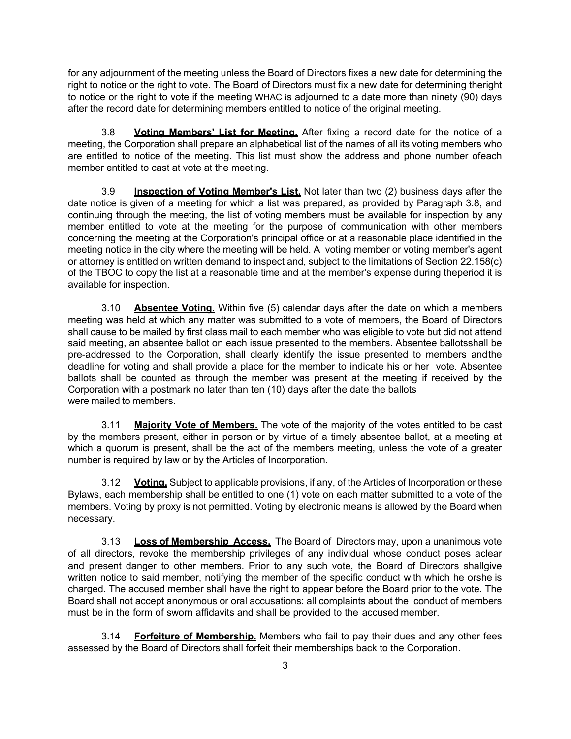for any adjournment of the meeting unless the Board of Directors fixes a new date for determining the right to notice or the right to vote. The Board of Directors must fix a new date for determining theright to notice or the right to vote if the meeting WHAC is adjourned to a date more than ninety (90) days after the record date for determining members entitled to notice of the original meeting.

3.8 **Voting Members' List for Meeting.** After fixing a record date for the notice of a meeting, the Corporation shall prepare an alphabetical list of the names of all its voting members who are entitled to notice of the meeting. This list must show the address and phone number ofeach member entitled to cast at vote at the meeting.

3.9 **Inspection of Voting Member's List.** Not later than two (2) business days after the date notice is given of a meeting for which a list was prepared, as provided by Paragraph 3.8, and continuing through the meeting, the list of voting members must be available for inspection by any member entitled to vote at the meeting for the purpose of communication with other members concerning the meeting at the Corporation's principal office or at a reasonable place identified in the meeting notice in the city where the meeting will be held. A voting member or voting member's agent or attorney is entitled on written demand to inspect and, subject to the limitations of Section 22.158(c) of the TBOC to copy the list at a reasonable time and at the member's expense during theperiod it is available for inspection.

3.10 **Absentee Voting.** Within five (5) calendar days after the date on which a members meeting was held at which any matter was submitted to a vote of members, the Board of Directors shall cause to be mailed by first class mail to each member who was eligible to vote but did not attend said meeting, an absentee ballot on each issue presented to the members. Absentee ballotsshall be pre-addressed to the Corporation, shall clearly identify the issue presented to members andthe deadline for voting and shall provide a place for the member to indicate his or her vote. Absentee ballots shall be counted as through the member was present at the meeting if received by the Corporation with a postmark no later than ten (10) days after the date the ballots were mailed to members.

3.11 **Majority Vote of Members.** The vote of the majority of the votes entitled to be cast by the members present, either in person or by virtue of a timely absentee ballot, at a meeting at which a quorum is present, shall be the act of the members meeting, unless the vote of a greater number is required by law or by the Articles of Incorporation.

3.12 **Voting.** Subject to applicable provisions, if any, of the Articles of Incorporation or these Bylaws, each membership shall be entitled to one (1) vote on each matter submitted to a vote of the members. Voting by proxy is not permitted. Voting by electronic means is allowed by the Board when necessary.

3.13 **Loss of Membership Access.** The Board of Directors may, upon a unanimous vote of all directors, revoke the membership privileges of any individual whose conduct poses aclear and present danger to other members. Prior to any such vote, the Board of Directors shallgive written notice to said member, notifying the member of the specific conduct with which he orshe is charged. The accused member shall have the right to appear before the Board prior to the vote. The Board shall not accept anonymous or oral accusations; all complaints about the conduct of members must be in the form of sworn affidavits and shall be provided to the accused member.

3.14 **Forfeiture of Membership.** Members who fail to pay their dues and any other fees assessed by the Board of Directors shall forfeit their memberships back to the Corporation.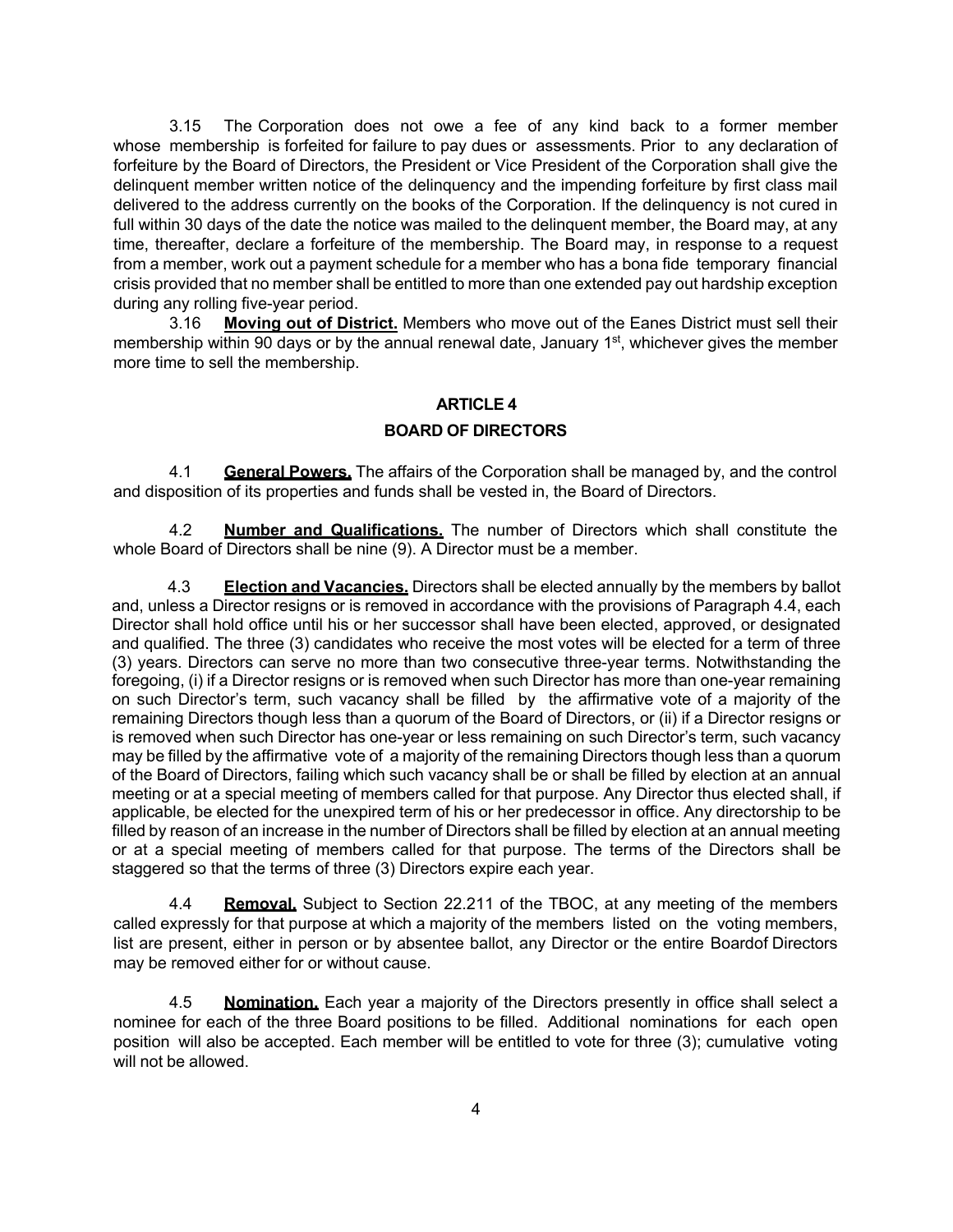3.15 The Corporation does not owe a fee of any kind back to a former member whose membership is forfeited for failure to pay dues or assessments. Prior to any declaration of forfeiture by the Board of Directors, the President or Vice President of the Corporation shall give the delinquent member written notice of the delinquency and the impending forfeiture by first class mail delivered to the address currently on the books of the Corporation. If the delinquency is not cured in full within 30 days of the date the notice was mailed to the delinquent member, the Board may, at any time, thereafter, declare a forfeiture of the membership. The Board may, in response to a request from a member, work out a payment schedule for a member who has a bona fide temporary financial crisis provided that no member shall be entitled to more than one extended pay out hardship exception during any rolling five-year period.

3.16 **Moving out of District.** Members who move out of the Eanes District must sell their membership within 90 days or by the annual renewal date, January 1st, whichever gives the member more time to sell the membership.

## ARTICLE 4

## BOARD OF DIRECTORS

4.1 **General Powers.** The affairs of the Corporation shall be managed by, and the control and disposition of its properties and funds shall be vested in, the Board of Directors.

4.2 **Number and Qualifications.** The number of Directors which shall constitute the whole Board of Directors shall be nine (9). A Director must be a member.

4.3 **Election and Vacancies.** Directors shall be elected annually by the members by ballot and, unless a Director resigns or is removed in accordance with the provisions of Paragraph 4.4, each Director shall hold office until his or her successor shall have been elected, approved, or designated and qualified. The three (3) candidates who receive the most votes will be elected for a term of three (3) years. Directors can serve no more than two consecutive three-year terms. Notwithstanding the foregoing, (i) if a Director resigns or is removed when such Director has more than one-year remaining on such Director's term, such vacancy shall be filled by the affirmative vote of a majority of the remaining Directors though less than a quorum of the Board of Directors, or (ii) if a Director resigns or is removed when such Director has one-year or less remaining on such Director's term, such vacancy may be filled by the affirmative vote of a majority of the remaining Directors though less than a quorum of the Board of Directors, failing which such vacancy shall be or shall be filled by election at an annual meeting or at a special meeting of members called for that purpose. Any Director thus elected shall, if applicable, be elected for the unexpired term of his or her predecessor in office. Any directorship to be filled by reason of an increase in the number of Directors shall be filled by election at an annual meeting or at a special meeting of members called for that purpose. The terms of the Directors shall be staggered so that the terms of three (3) Directors expire each year.

4.4 **Removal.** Subject to Section 22.211 of the TBOC, at any meeting of the members called expressly for that purpose at which a majority of the members listed on the voting members, list are present, either in person or by absentee ballot, any Director or the entire Boardof Directors may be removed either for or without cause.

4.5 **Nomination.** Each year a majority of the Directors presently in office shall select a nominee for each of the three Board positions to be filled. Additional nominations for each open position will also be accepted. Each member will be entitled to vote for three (3); cumulative voting will not be allowed.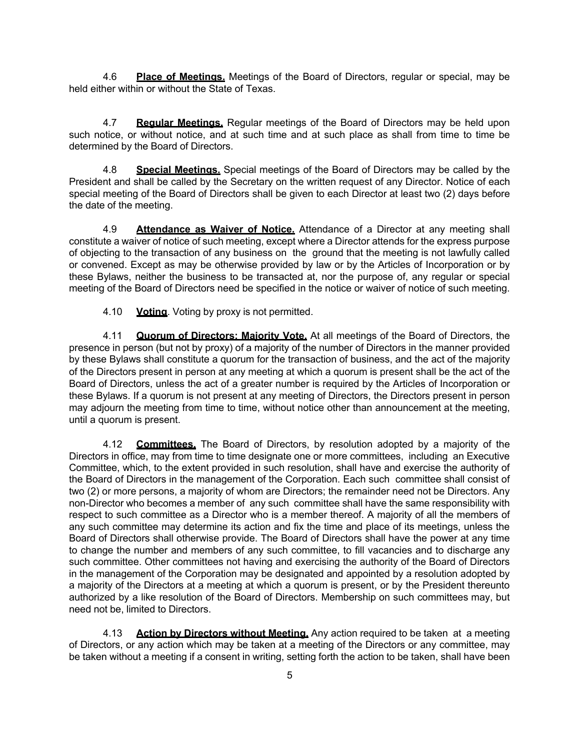4.6 **Place of Meetings.** Meetings of the Board of Directors, regular or special, may be held either within or without the State of Texas.

4.7 **Regular Meetings.** Regular meetings of the Board of Directors may be held upon such notice, or without notice, and at such time and at such place as shall from time to time be determined by the Board of Directors.

4.8 **Special Meetings.** Special meetings of the Board of Directors may be called by the President and shall be called by the Secretary on the written request of any Director. Notice of each special meeting of the Board of Directors shall be given to each Director at least two (2) days before the date of the meeting.

4.9 **Attendance as Waiver of Notice.** Attendance of a Director at any meeting shall constitute a waiver of notice of such meeting, except where a Director attends for the express purpose of objecting to the transaction of any business on the ground that the meeting is not lawfully called or convened. Except as may be otherwise provided by law or by the Articles of Incorporation or by these Bylaws, neither the business to be transacted at, nor the purpose of, any regular or special meeting of the Board of Directors need be specified in the notice or waiver of notice of such meeting.

4.10 **Voting**. Voting by proxy is not permitted.

4.11 **Quorum of Directors; Majority Vote.** At all meetings of the Board of Directors, the presence in person (but not by proxy) of a majority of the number of Directors in the manner provided by these Bylaws shall constitute a quorum for the transaction of business, and the act of the majority of the Directors present in person at any meeting at which a quorum is present shall be the act of the Board of Directors, unless the act of a greater number is required by the Articles of Incorporation or these Bylaws. If a quorum is not present at any meeting of Directors, the Directors present in person may adjourn the meeting from time to time, without notice other than announcement at the meeting, until a quorum is present.

4.12 **Committees.** The Board of Directors, by resolution adopted by a majority of the Directors in office, may from time to time designate one or more committees, including an Executive Committee, which, to the extent provided in such resolution, shall have and exercise the authority of the Board of Directors in the management of the Corporation. Each such committee shall consist of two (2) or more persons, a majority of whom are Directors; the remainder need not be Directors. Any non-Director who becomes a member of any such committee shall have the same responsibility with respect to such committee as a Director who is a member thereof. A majority of all the members of any such committee may determine its action and fix the time and place of its meetings, unless the Board of Directors shall otherwise provide. The Board of Directors shall have the power at any time to change the number and members of any such committee, to fill vacancies and to discharge any such committee. Other committees not having and exercising the authority of the Board of Directors in the management of the Corporation may be designated and appointed by a resolution adopted by a majority of the Directors at a meeting at which a quorum is present, or by the President thereunto authorized by a like resolution of the Board of Directors. Membership on such committees may, but need not be, limited to Directors.

4.13 **Action by Directors without Meeting.** Any action required to be taken at a meeting of Directors, or any action which may be taken at a meeting of the Directors or any committee, may be taken without a meeting if a consent in writing, setting forth the action to be taken, shall have been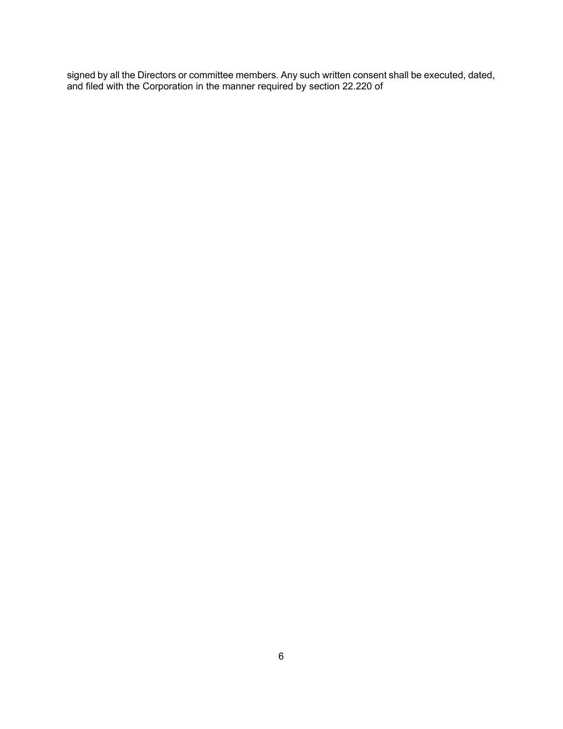signed by all the Directors or committee members. Any such written consent shall be executed, dated, and filed with the Corporation in the manner required by section 22.220 of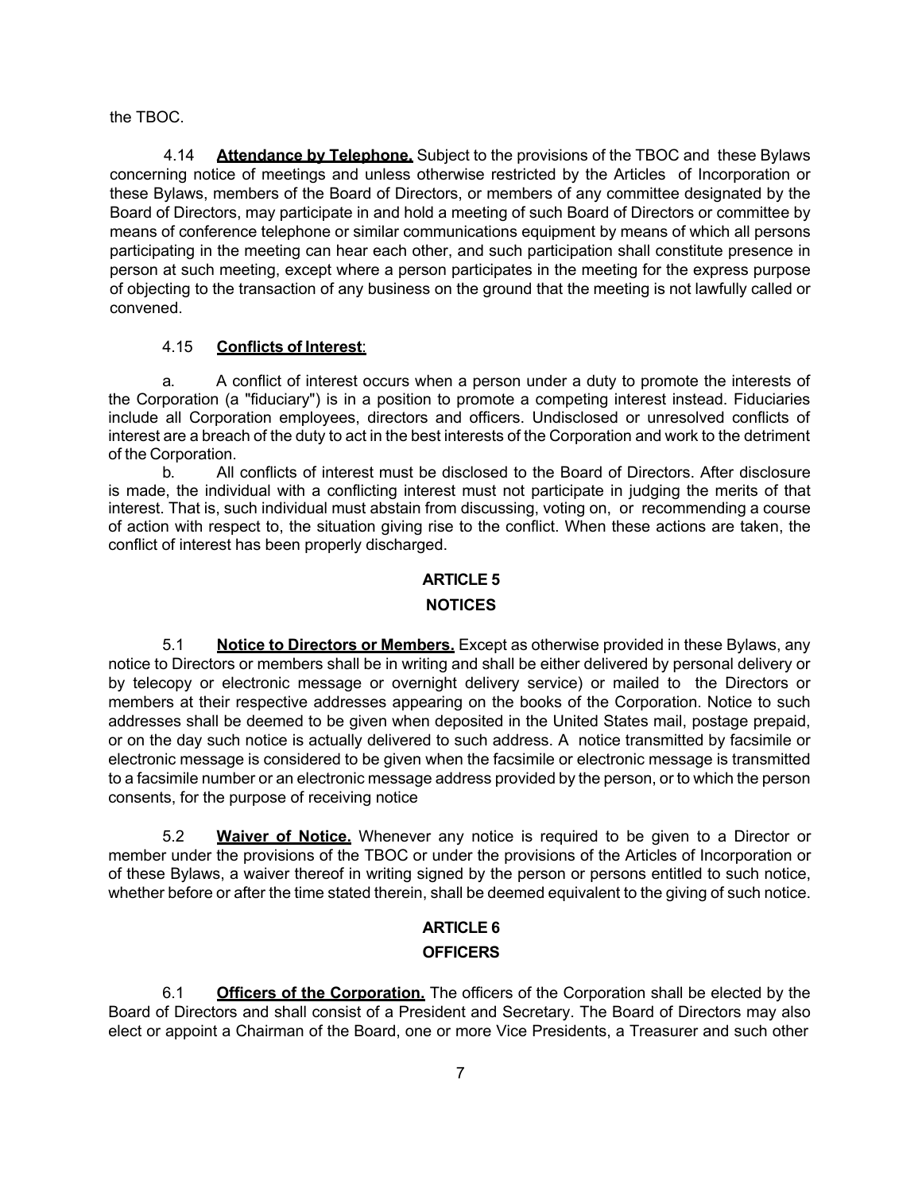the TBOC.

4.14 **Attendance by Telephone.** Subject to the provisions of the TBOC and these Bylaws concerning notice of meetings and unless otherwise restricted by the Articles of Incorporation or these Bylaws, members of the Board of Directors, or members of any committee designated by the Board of Directors, may participate in and hold a meeting of such Board of Directors or committee by means of conference telephone or similar communications equipment by means of which all persons participating in the meeting can hear each other, and such participation shall constitute presence in person at such meeting, except where a person participates in the meeting for the express purpose of objecting to the transaction of any business on the ground that the meeting is not lawfully called or convened.

4.15 **Conflicts of Interest**:

a. A conflict of interest occurs when a person under a duty to promote the interests of the Corporation (a "fiduciary") is in a position to promote a competing interest instead. Fiduciaries include all Corporation employees, directors and officers. Undisclosed or unresolved conflicts of interest are a breach of the duty to act in the best interests of the Corporation and work to the detriment of the Corporation.

b. All conflicts of interest must be disclosed to the Board of Directors. After disclosure is made, the individual with a conflicting interest must not participate in judging the merits of that interest. That is, such individual must abstain from discussing, voting on, or recommending a course of action with respect to, the situation giving rise to the conflict. When these actions are taken, the conflict of interest has been properly discharged.

## ARTICLE 5

## NOTICES

5.1 **Notice to Directors or Members.** Except as otherwise provided in these Bylaws, any notice to Directors or members shall be in writing and shall be either delivered by personal delivery or by telecopy or electronic message or overnight delivery service) or mailed to the Directors or members at their respective addresses appearing on the books of the Corporation. Notice to such addresses shall be deemed to be given when deposited in the United States mail, postage prepaid, or on the day such notice is actually delivered to such address. A notice transmitted by facsimile or electronic message is considered to be given when the facsimile or electronic message is transmitted to a facsimile number or an electronic message address provided by the person, or to which the person consents, for the purpose of receiving notice

5.2 **Waiver of Notice.** Whenever any notice is required to be given to a Director or member under the provisions of the TBOC or under the provisions of the Articles of Incorporation or of these Bylaws, a waiver thereof in writing signed by the person or persons entitled to such notice, whether before or after the time stated therein, shall be deemed equivalent to the giving of such notice.

## ARTICLE 6

## OFFICERS

6.1 **Officers of the Corporation.** The officers of the Corporation shall be elected by the Board of Directors and shall consist of a President and Secretary. The Board of Directors may also elect or appoint a Chairman of the Board, one or more Vice Presidents, a Treasurer and such other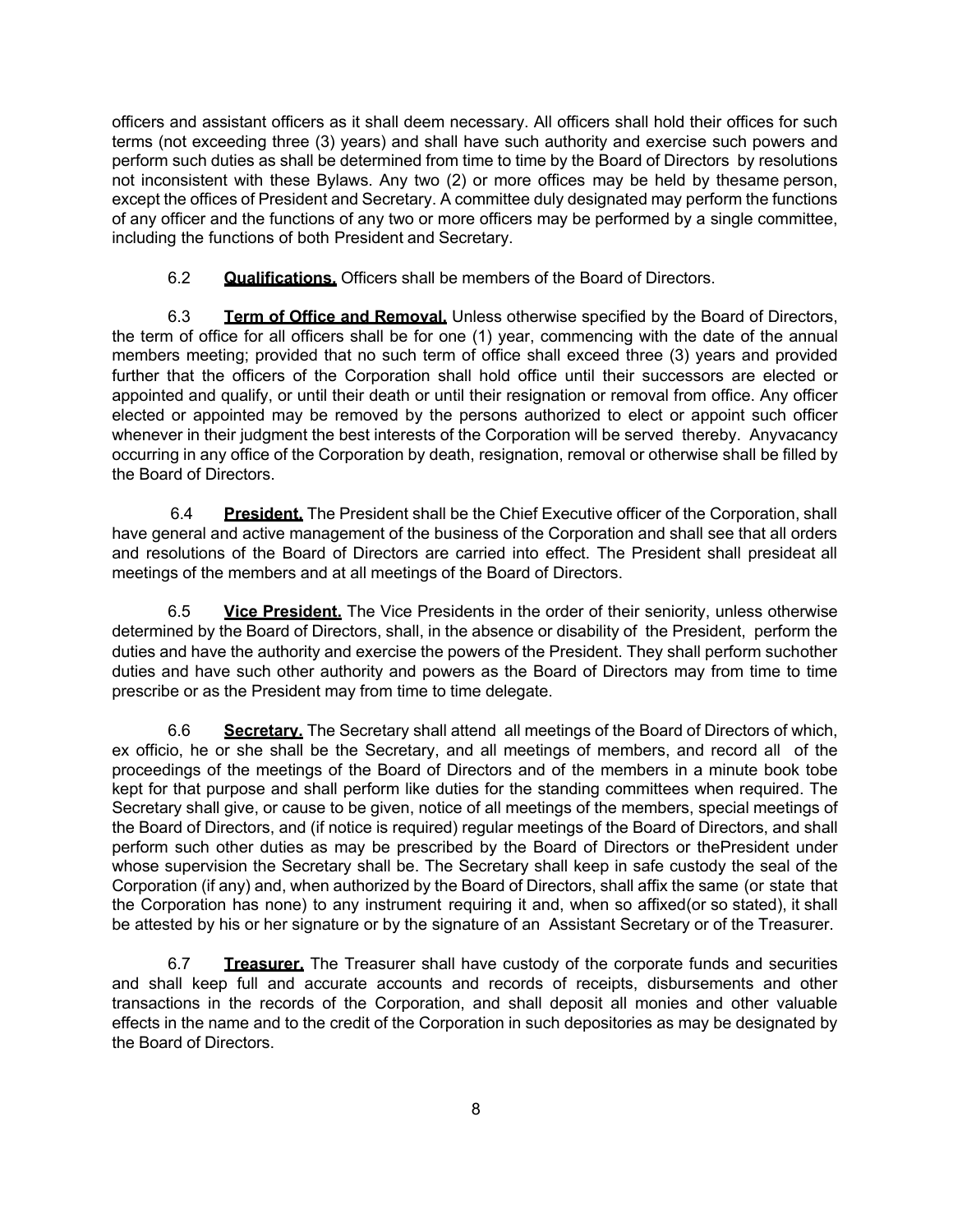officers and assistant officers as it shall deem necessary. All officers shall hold their offices for such terms (not exceeding three (3) years) and shall have such authority and exercise such powers and perform such duties as shall be determined from time to time by the Board of Directors by resolutions not inconsistent with these Bylaws. Any two (2) or more offices may be held by thesame person, except the offices of President and Secretary. A committee duly designated may perform the functions of any officer and the functions of any two or more officers may be performed by a single committee, including the functions of both President and Secretary.

6.2 **Qualifications.** Officers shall be members of the Board of Directors.

6.3 **Term of Office and Removal.** Unless otherwise specified by the Board of Directors, the term of office for all officers shall be for one (1) year, commencing with the date of the annual members meeting; provided that no such term of office shall exceed three (3) years and provided further that the officers of the Corporation shall hold office until their successors are elected or appointed and qualify, or until their death or until their resignation or removal from office. Any officer elected or appointed may be removed by the persons authorized to elect or appoint such officer whenever in their judgment the best interests of the Corporation will be served thereby. Anyvacancy occurring in any office of the Corporation by death, resignation, removal or otherwise shall be filled by the Board of Directors.

6.4 **President.** The President shall be the Chief Executive officer of the Corporation, shall have general and active management of the business of the Corporation and shall see that all orders and resolutions of the Board of Directors are carried into effect. The President shall presideat all meetings of the members and at all meetings of the Board of Directors.

6.5 **Vice President.** The Vice Presidents in the order of their seniority, unless otherwise determined by the Board of Directors, shall, in the absence or disability of the President, perform the duties and have the authority and exercise the powers of the President. They shall perform suchother duties and have such other authority and powers as the Board of Directors may from time to time prescribe or as the President may from time to time delegate.

6.6 **Secretary.** The Secretary shall attend all meetings of the Board of Directors of which, ex officio, he or she shall be the Secretary, and all meetings of members, and record all of the proceedings of the meetings of the Board of Directors and of the members in a minute book tobe kept for that purpose and shall perform like duties for the standing committees when required. The Secretary shall give, or cause to be given, notice of all meetings of the members, special meetings of the Board of Directors, and (if notice is required) regular meetings of the Board of Directors, and shall perform such other duties as may be prescribed by the Board of Directors or thePresident under whose supervision the Secretary shall be. The Secretary shall keep in safe custody the seal of the Corporation (if any) and, when authorized by the Board of Directors, shall affix the same (or state that the Corporation has none) to any instrument requiring it and, when so affixed(or so stated), it shall be attested by his or her signature or by the signature of an Assistant Secretary or of the Treasurer.

6.7 **Treasurer.** The Treasurer shall have custody of the corporate funds and securities and shall keep full and accurate accounts and records of receipts, disbursements and other transactions in the records of the Corporation, and shall deposit all monies and other valuable effects in the name and to the credit of the Corporation in such depositories as may be designated by the Board of Directors.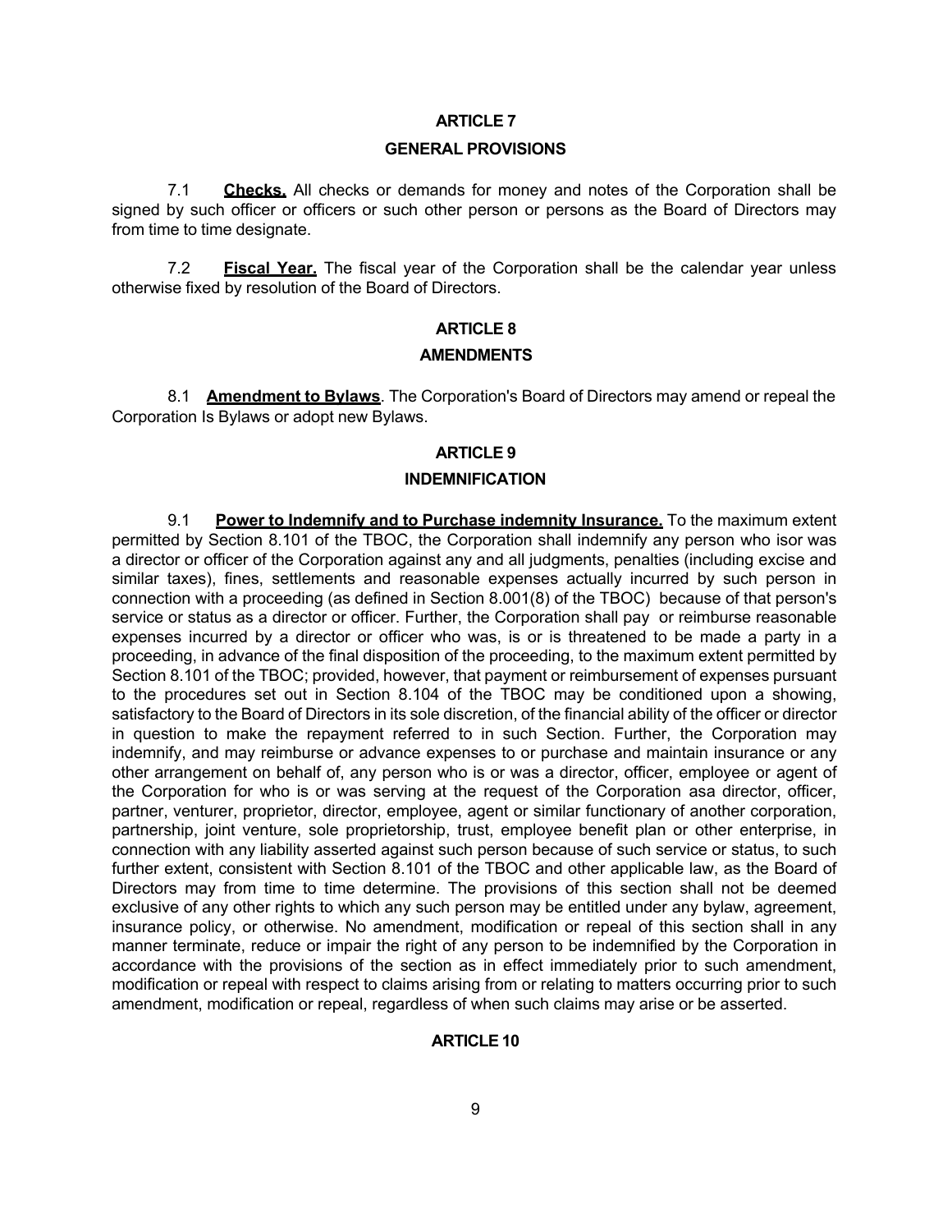## ARTICLE 7

## GENERAL PROVISIONS

7.1 **Checks.** All checks or demands for money and notes of the Corporation shall be signed by such officer or officers or such other person or persons as the Board of Directors may from time to time designate.

7.2 **Fiscal Year.** The fiscal year of the Corporation shall be the calendar year unless otherwise fixed by resolution of the Board of Directors.

## ARTICLE 8

## AMENDMENTS

8.1 **Amendment to Bylaws**. The Corporation's Board of Directors may amend or repeal the Corporation Is Bylaws or adopt new Bylaws.

## ARTICLE 9

## INDEMNIFICATION

9.1 **Power to Indemnify and to Purchase indemnity Insurance.** To the maximum extent permitted by Section 8.101 of the TBOC, the Corporation shall indemnify any person who isor was a director or officer of the Corporation against any and all judgments, penalties (including excise and similar taxes), fines, settlements and reasonable expenses actually incurred by such person in connection with a proceeding (as defined in Section 8.001(8) of the TBOC) because of that person's service or status as a director or officer. Further, the Corporation shall pay or reimburse reasonable expenses incurred by a director or officer who was, is or is threatened to be made a party in a proceeding, in advance of the final disposition of the proceeding, to the maximum extent permitted by Section 8.101 of the TBOC; provided, however, that payment or reimbursement of expenses pursuant to the procedures set out in Section 8.104 of the TBOC may be conditioned upon a showing, satisfactory to the Board of Directors in its sole discretion, of the financial ability of the officer or director in question to make the repayment referred to in such Section. Further, the Corporation may indemnify, and may reimburse or advance expenses to or purchase and maintain insurance or any other arrangement on behalf of, any person who is or was a director, officer, employee or agent of the Corporation for who is or was serving at the request of the Corporation asa director, officer, partner, venturer, proprietor, director, employee, agent or similar functionary of another corporation, partnership, joint venture, sole proprietorship, trust, employee benefit plan or other enterprise, in connection with any liability asserted against such person because of such service or status, to such further extent, consistent with Section 8.101 of the TBOC and other applicable law, as the Board of Directors may from time to time determine. The provisions of this section shall not be deemed exclusive of any other rights to which any such person may be entitled under any bylaw, agreement, insurance policy, or otherwise. No amendment, modification or repeal of this section shall in any manner terminate, reduce or impair the right of any person to be indemnified by the Corporation in accordance with the provisions of the section as in effect immediately prior to such amendment, modification or repeal with respect to claims arising from or relating to matters occurring prior to such amendment, modification or repeal, regardless of when such claims may arise or be asserted.

## ARTICLE 10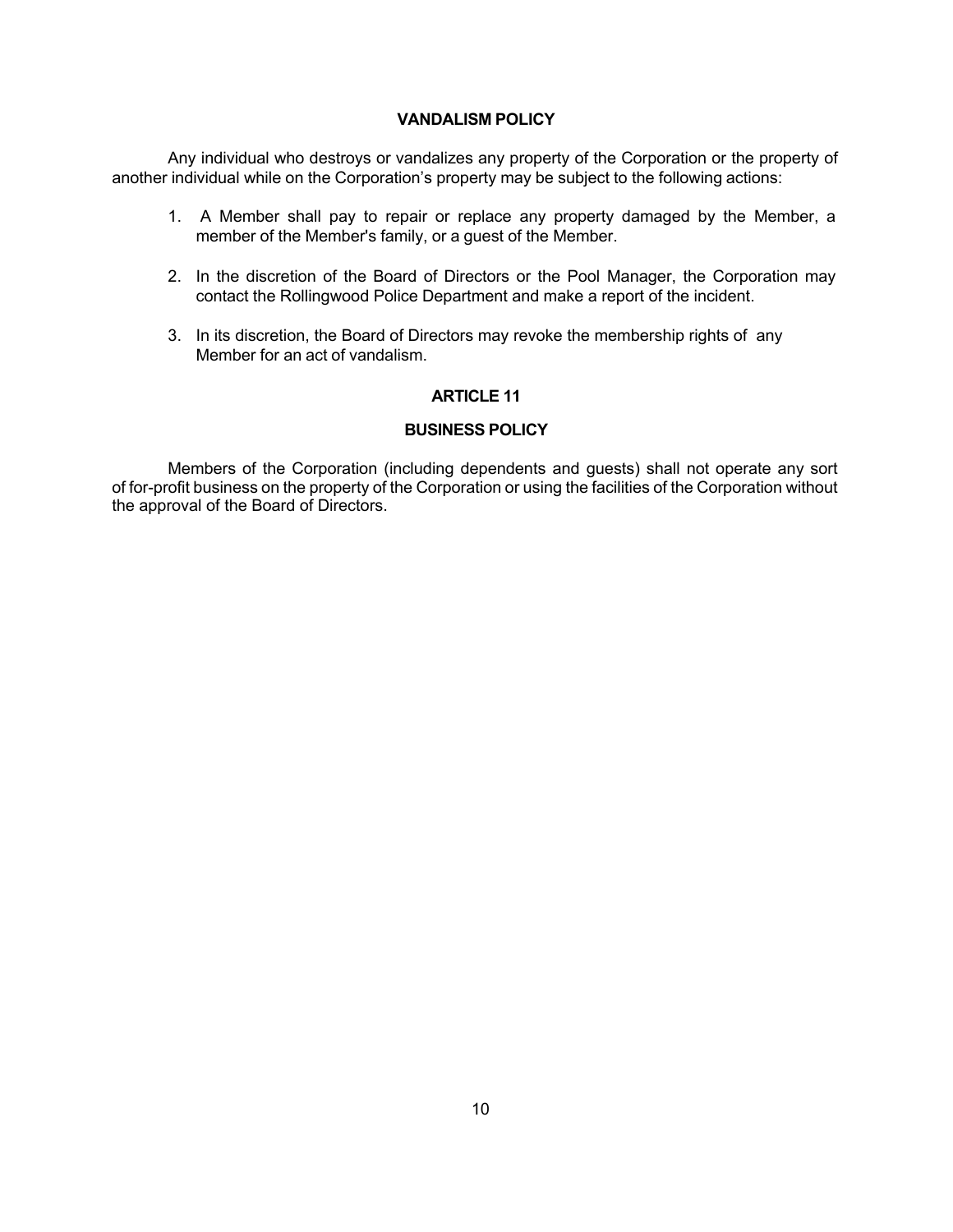## VANDALISM POLICY

Any individual who destroys or vandalizes any property of the Corporation or the property of another individual while on the Corporation's property may be subject to the following actions:

1. A Member shall pay to repair or replace any property damaged by the Member, a member of the Member's family, or a guest of the Member.

2. In the discretion of the Board of Directors or the Pool Manager, the Corporation may contact the Rollingwood Police Department and make a report of the incident.

3. In its discretion, the Board of Directors may revoke the membership rights of any Member for an act of vandalism.

## ARTICLE 11

## BUSINESS POLICY

Members of the Corporation (including dependents and guests) shall not operate any sort of for-profit business on the property of the Corporation or using the facilities of the Corporation without the approval of the Board of Directors.